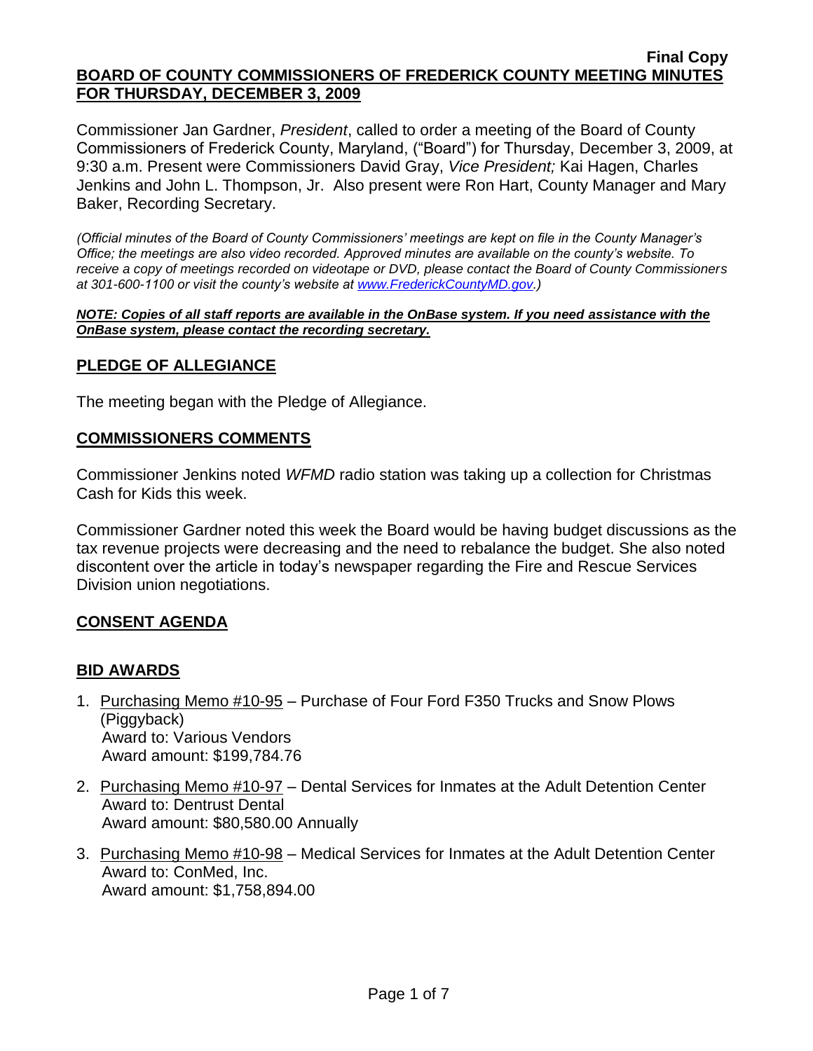**Final Copy**

**BOARD OF COUNTY COMMISSIONERS OF FREDERICK COUNTY MEETING MINUTES FOR THURSDAY, DECEMBER 3, 2009**

Commissioner Jan Gardner, *President*, called to order a meeting of the Board of County Commissioners of Frederick County, Maryland, ("Board") for Thursday, December 3, 2009, at 9:30 a.m. Present were Commissioners David Gray, *Vice President;* Kai Hagen, Charles Jenkins and John L. Thompson, Jr. Also present were Ron Hart, County Manager and Mary Baker, Recording Secretary.

*(Official minutes of the Board of County Commissioners' meetings are kept on file in the County Manager's Office; the meetings are also video recorded. Approved minutes are available on the county's website. To receive a copy of meetings recorded on videotape or DVD, please contact the Board of County Commissioners at 301-600-1100 or visit the county's website at www.FrederickCountyMD.gov.)*

***NOTE: Copies of all staff reports are available in the OnBase system. If you need assistance with the OnBase system, please contact the recording secretary.***

## PLEDGE OF ALLEGIANCE

The meeting began with the Pledge of Allegiance.

## COMMISSIONERS COMMENTS

Commissioner Jenkins noted *WFMD* radio station was taking up a collection for Christmas Cash for Kids this week.

Commissioner Gardner noted this week the Board would be having budget discussions as the tax revenue projects were decreasing and the need to rebalance the budget. She also noted discontent over the article in today's newspaper regarding the Fire and Rescue Services Division union negotiations.

## CONSENT AGENDA

## BID AWARDS

1. Purchasing Memo #10-95 – Purchase of Four Ford F350 Trucks and Snow Plows (Piggyback)
   Award to: Various Vendors
   Award amount: $199,784.76
2. Purchasing Memo #10-97 – Dental Services for Inmates at the Adult Detention Center
   Award to: Dentrust Dental
   Award amount: $80,580.00 Annually
3. Purchasing Memo #10-98 – Medical Services for Inmates at the Adult Detention Center
   Award to: ConMed, Inc.
   Award amount: $1,758,894.00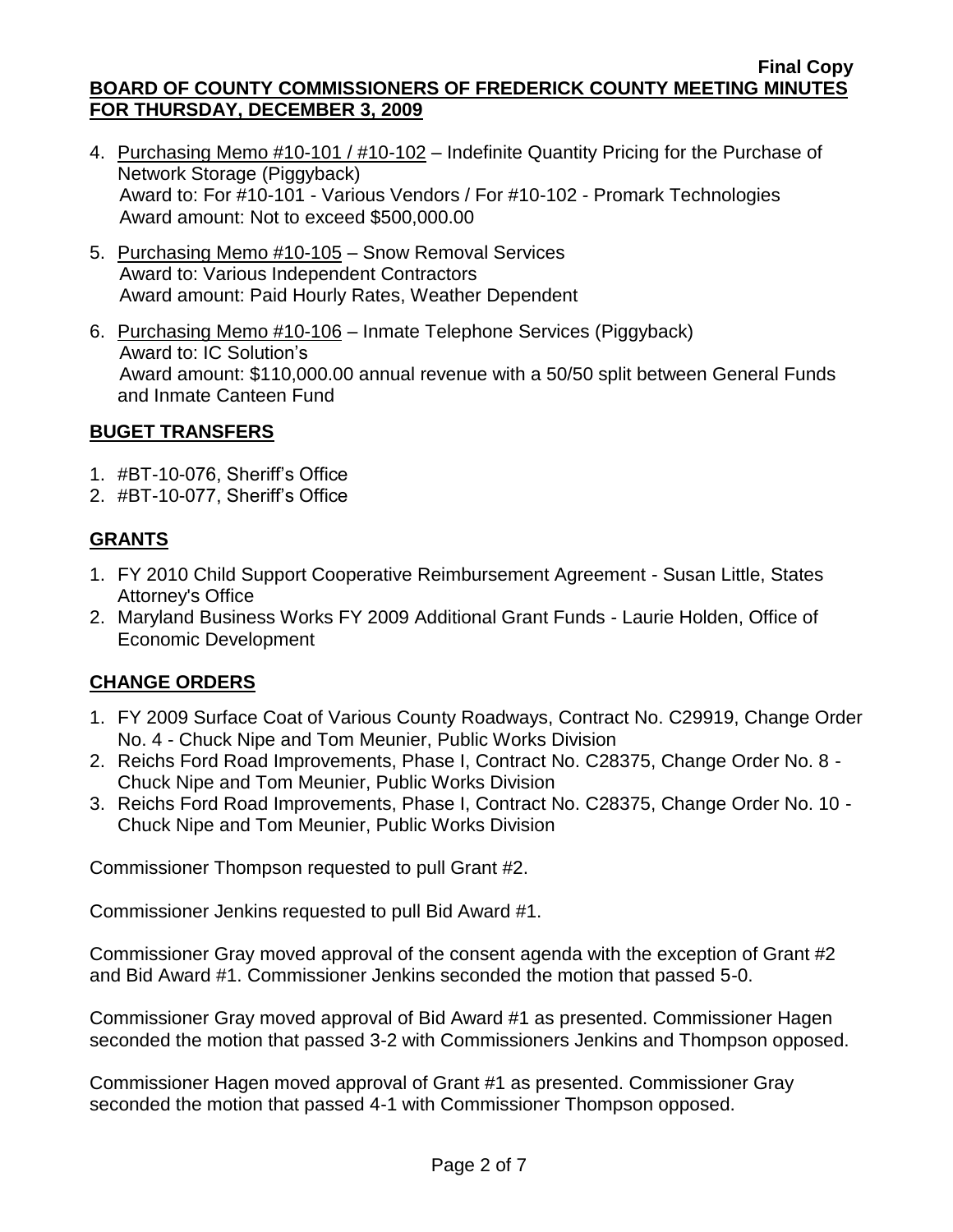4. Purchasing Memo #10-101 / #10-102 – Indefinite Quantity Pricing for the Purchase of Network Storage (Piggyback)
   Award to: For #10-101 - Various Vendors / For #10-102 - Promark Technologies
   Award amount: Not to exceed $500,000.00

5. Purchasing Memo #10-105 – Snow Removal Services
   Award to: Various Independent Contractors
   Award amount: Paid Hourly Rates, Weather Dependent

6. Purchasing Memo #10-106 – Inmate Telephone Services (Piggyback)
   Award to: IC Solution's
   Award amount: $110,000.00 annual revenue with a 50/50 split between General Funds and Inmate Canteen Fund

## BUGET TRANSFERS

1. #BT-10-076, Sheriff's Office
2. #BT-10-077, Sheriff's Office

## GRANTS

1. FY 2010 Child Support Cooperative Reimbursement Agreement - Susan Little, States Attorney's Office
2. Maryland Business Works FY 2009 Additional Grant Funds - Laurie Holden, Office of Economic Development

## CHANGE ORDERS

1. FY 2009 Surface Coat of Various County Roadways, Contract No. C29919, Change Order No. 4 - Chuck Nipe and Tom Meunier, Public Works Division
2. Reichs Ford Road Improvements, Phase I, Contract No. C28375, Change Order No. 8 - Chuck Nipe and Tom Meunier, Public Works Division
3. Reichs Ford Road Improvements, Phase I, Contract No. C28375, Change Order No. 10 - Chuck Nipe and Tom Meunier, Public Works Division

Commissioner Thompson requested to pull Grant #2.

Commissioner Jenkins requested to pull Bid Award #1.

Commissioner Gray moved approval of the consent agenda with the exception of Grant #2 and Bid Award #1. Commissioner Jenkins seconded the motion that passed 5-0.

Commissioner Gray moved approval of Bid Award #1 as presented. Commissioner Hagen seconded the motion that passed 3-2 with Commissioners Jenkins and Thompson opposed.

Commissioner Hagen moved approval of Grant #1 as presented. Commissioner Gray seconded the motion that passed 4-1 with Commissioner Thompson opposed.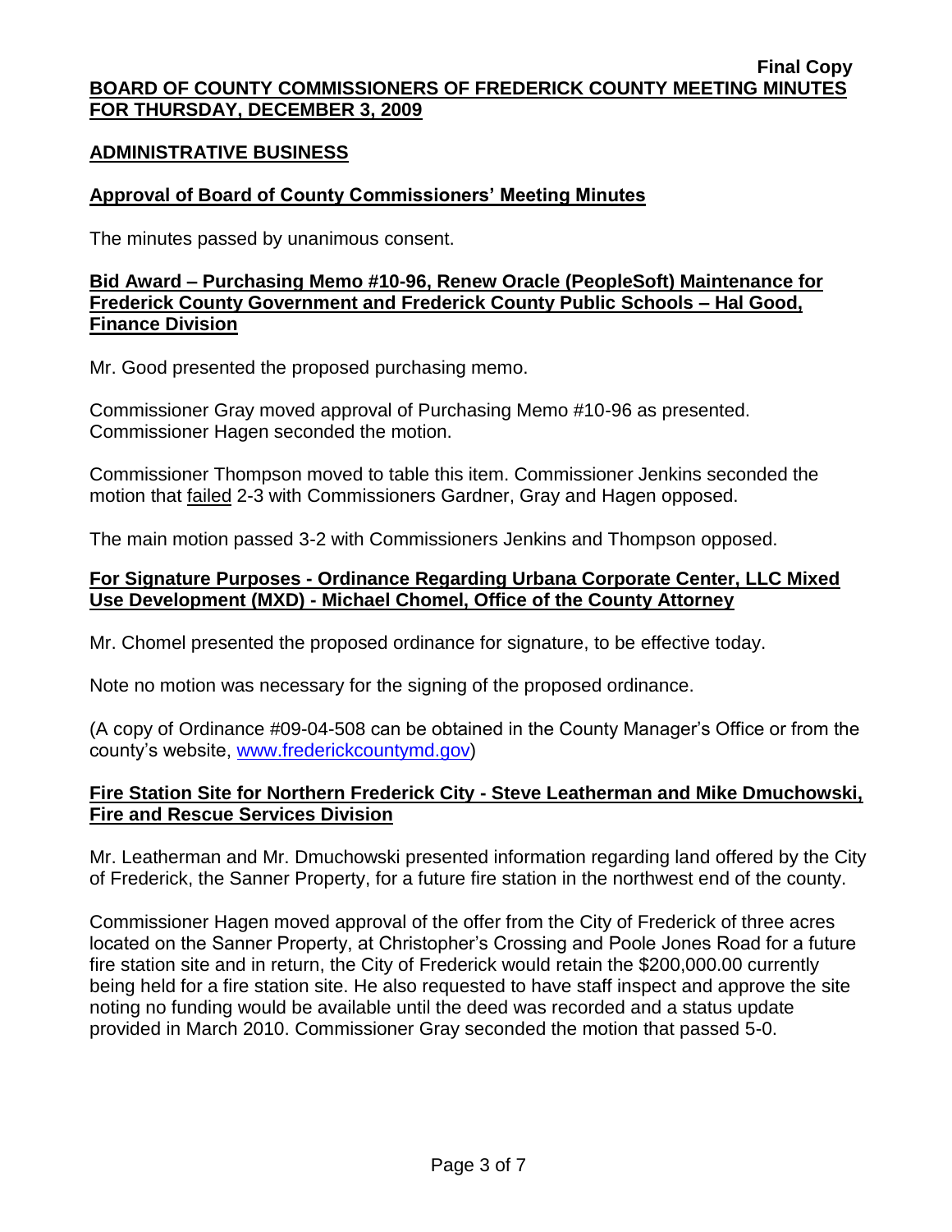**Final Copy**

**BOARD OF COUNTY COMMISSIONERS OF FREDERICK COUNTY MEETING MINUTES FOR THURSDAY, DECEMBER 3, 2009**

## ADMINISTRATIVE BUSINESS

### Approval of Board of County Commissioners' Meeting Minutes

The minutes passed by unanimous consent.

### Bid Award – Purchasing Memo #10-96, Renew Oracle (PeopleSoft) Maintenance for Frederick County Government and Frederick County Public Schools – Hal Good, Finance Division

Mr. Good presented the proposed purchasing memo.

Commissioner Gray moved approval of Purchasing Memo #10-96 as presented. Commissioner Hagen seconded the motion.

Commissioner Thompson moved to table this item. Commissioner Jenkins seconded the motion that failed 2-3 with Commissioners Gardner, Gray and Hagen opposed.

The main motion passed 3-2 with Commissioners Jenkins and Thompson opposed.

### For Signature Purposes - Ordinance Regarding Urbana Corporate Center, LLC Mixed Use Development (MXD) - Michael Chomel, Office of the County Attorney

Mr. Chomel presented the proposed ordinance for signature, to be effective today.

Note no motion was necessary for the signing of the proposed ordinance.

(A copy of Ordinance #09-04-508 can be obtained in the County Manager's Office or from the county's website, www.frederickcountymd.gov)

### Fire Station Site for Northern Frederick City - Steve Leatherman and Mike Dmuchowski, Fire and Rescue Services Division

Mr. Leatherman and Mr. Dmuchowski presented information regarding land offered by the City of Frederick, the Sanner Property, for a future fire station in the northwest end of the county.

Commissioner Hagen moved approval of the offer from the City of Frederick of three acres located on the Sanner Property, at Christopher's Crossing and Poole Jones Road for a future fire station site and in return, the City of Frederick would retain the $200,000.00 currently being held for a fire station site. He also requested to have staff inspect and approve the site noting no funding would be available until the deed was recorded and a status update provided in March 2010. Commissioner Gray seconded the motion that passed 5-0.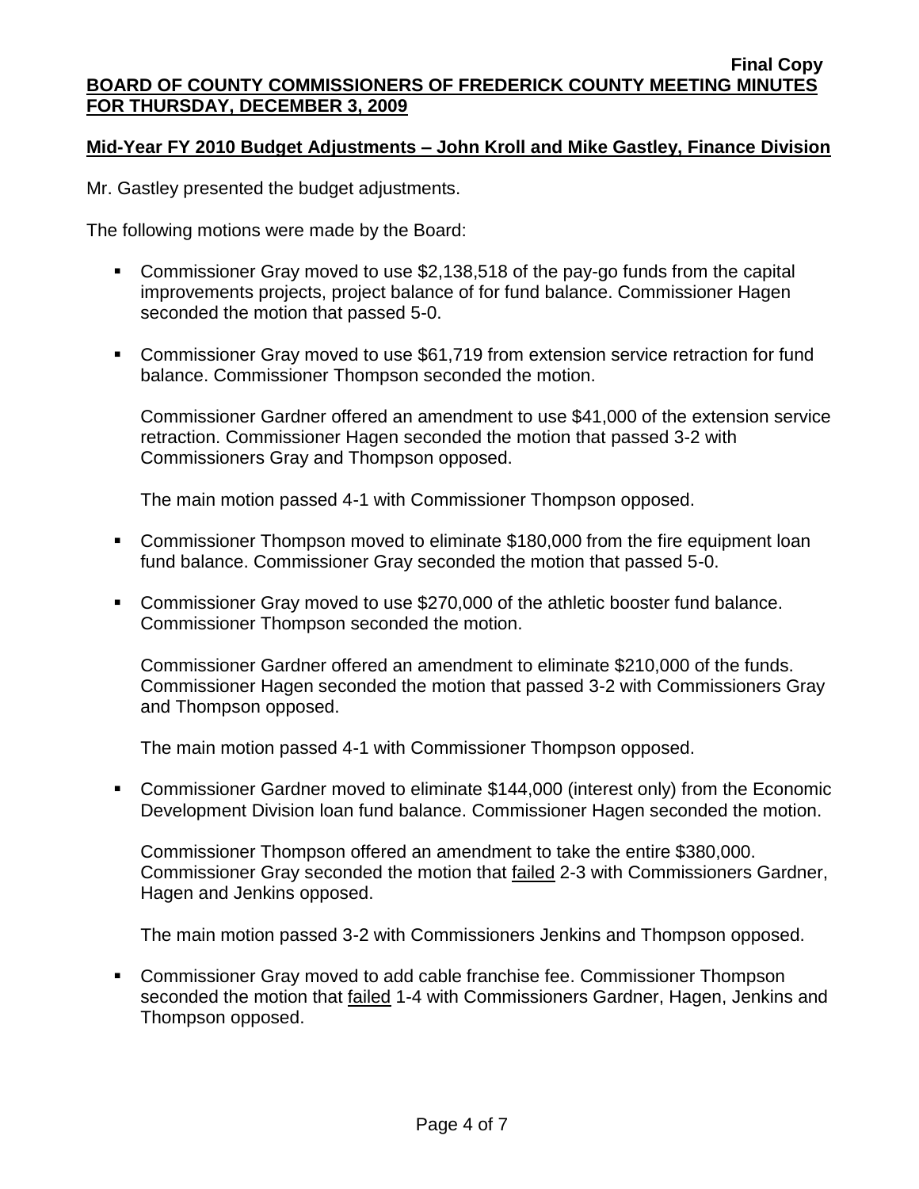**Final Copy**

**BOARD OF COUNTY COMMISSIONERS OF FREDERICK COUNTY MEETING MINUTES FOR THURSDAY, DECEMBER 3, 2009**

**Mid-Year FY 2010 Budget Adjustments – John Kroll and Mike Gastley, Finance Division**

Mr. Gastley presented the budget adjustments.

The following motions were made by the Board:

- Commissioner Gray moved to use $2,138,518 of the pay-go funds from the capital improvements projects, project balance of for fund balance. Commissioner Hagen seconded the motion that passed 5-0.

- Commissioner Gray moved to use $61,719 from extension service retraction for fund balance. Commissioner Thompson seconded the motion.

  Commissioner Gardner offered an amendment to use $41,000 of the extension service retraction. Commissioner Hagen seconded the motion that passed 3-2 with Commissioners Gray and Thompson opposed.

  The main motion passed 4-1 with Commissioner Thompson opposed.

- Commissioner Thompson moved to eliminate $180,000 from the fire equipment loan fund balance. Commissioner Gray seconded the motion that passed 5-0.

- Commissioner Gray moved to use $270,000 of the athletic booster fund balance. Commissioner Thompson seconded the motion.

  Commissioner Gardner offered an amendment to eliminate $210,000 of the funds. Commissioner Hagen seconded the motion that passed 3-2 with Commissioners Gray and Thompson opposed.

  The main motion passed 4-1 with Commissioner Thompson opposed.

- Commissioner Gardner moved to eliminate $144,000 (interest only) from the Economic Development Division loan fund balance. Commissioner Hagen seconded the motion.

  Commissioner Thompson offered an amendment to take the entire $380,000. Commissioner Gray seconded the motion that <u>failed</u> 2-3 with Commissioners Gardner, Hagen and Jenkins opposed.

  The main motion passed 3-2 with Commissioners Jenkins and Thompson opposed.

- Commissioner Gray moved to add cable franchise fee. Commissioner Thompson seconded the motion that <u>failed</u> 1-4 with Commissioners Gardner, Hagen, Jenkins and Thompson opposed.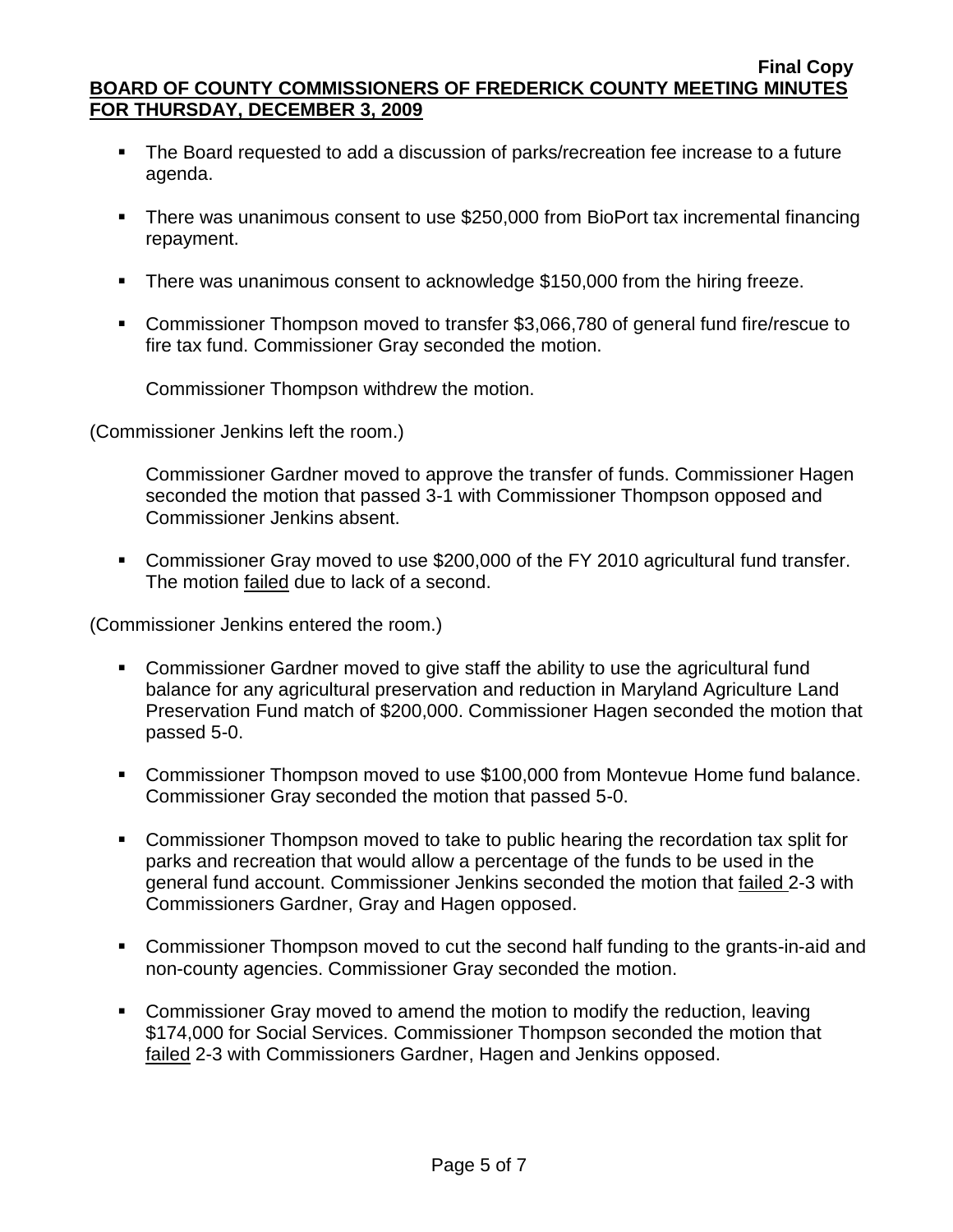- The Board requested to add a discussion of parks/recreation fee increase to a future agenda.

- There was unanimous consent to use $250,000 from BioPort tax incremental financing repayment.

- There was unanimous consent to acknowledge $150,000 from the hiring freeze.

- Commissioner Thompson moved to transfer $3,066,780 of general fund fire/rescue to fire tax fund. Commissioner Gray seconded the motion.

  Commissioner Thompson withdrew the motion.

(Commissioner Jenkins left the room.)

  Commissioner Gardner moved to approve the transfer of funds. Commissioner Hagen seconded the motion that passed 3-1 with Commissioner Thompson opposed and Commissioner Jenkins absent.

- Commissioner Gray moved to use $200,000 of the FY 2010 agricultural fund transfer. The motion failed due to lack of a second.

(Commissioner Jenkins entered the room.)

- Commissioner Gardner moved to give staff the ability to use the agricultural fund balance for any agricultural preservation and reduction in Maryland Agriculture Land Preservation Fund match of $200,000. Commissioner Hagen seconded the motion that passed 5-0.

- Commissioner Thompson moved to use $100,000 from Montevue Home fund balance. Commissioner Gray seconded the motion that passed 5-0.

- Commissioner Thompson moved to take to public hearing the recordation tax split for parks and recreation that would allow a percentage of the funds to be used in the general fund account. Commissioner Jenkins seconded the motion that failed 2-3 with Commissioners Gardner, Gray and Hagen opposed.

- Commissioner Thompson moved to cut the second half funding to the grants-in-aid and non-county agencies. Commissioner Gray seconded the motion.

- Commissioner Gray moved to amend the motion to modify the reduction, leaving $174,000 for Social Services. Commissioner Thompson seconded the motion that failed 2-3 with Commissioners Gardner, Hagen and Jenkins opposed.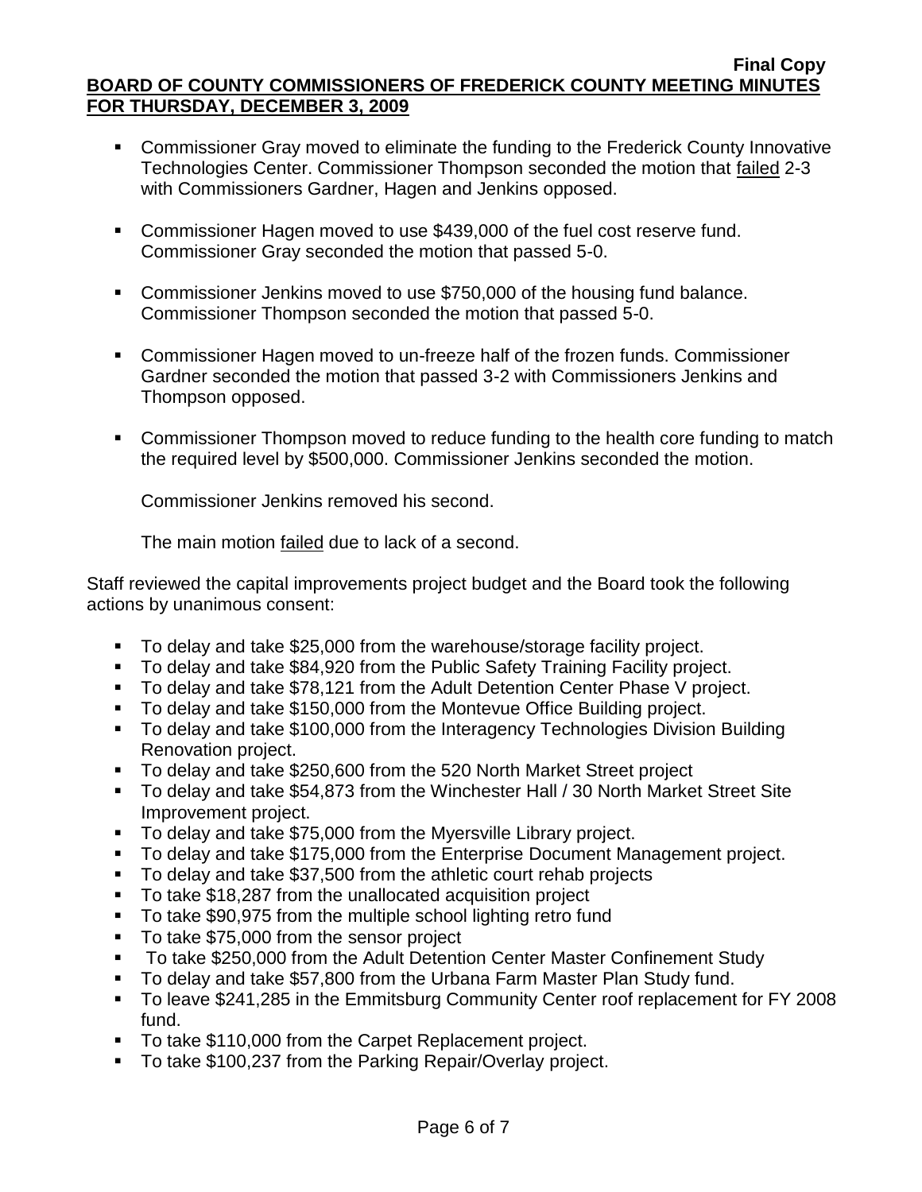- Commissioner Gray moved to eliminate the funding to the Frederick County Innovative Technologies Center. Commissioner Thompson seconded the motion that failed 2-3 with Commissioners Gardner, Hagen and Jenkins opposed.

- Commissioner Hagen moved to use $439,000 of the fuel cost reserve fund. Commissioner Gray seconded the motion that passed 5-0.

- Commissioner Jenkins moved to use $750,000 of the housing fund balance. Commissioner Thompson seconded the motion that passed 5-0.

- Commissioner Hagen moved to un-freeze half of the frozen funds. Commissioner Gardner seconded the motion that passed 3-2 with Commissioners Jenkins and Thompson opposed.

- Commissioner Thompson moved to reduce funding to the health core funding to match the required level by $500,000. Commissioner Jenkins seconded the motion.

  Commissioner Jenkins removed his second.

  The main motion failed due to lack of a second.

Staff reviewed the capital improvements project budget and the Board took the following actions by unanimous consent:

- To delay and take $25,000 from the warehouse/storage facility project.
- To delay and take $84,920 from the Public Safety Training Facility project.
- To delay and take $78,121 from the Adult Detention Center Phase V project.
- To delay and take $150,000 from the Montevue Office Building project.
- To delay and take $100,000 from the Interagency Technologies Division Building Renovation project.
- To delay and take $250,600 from the 520 North Market Street project
- To delay and take $54,873 from the Winchester Hall / 30 North Market Street Site Improvement project.
- To delay and take $75,000 from the Myersville Library project.
- To delay and take $175,000 from the Enterprise Document Management project.
- To delay and take $37,500 from the athletic court rehab projects
- To take $18,287 from the unallocated acquisition project
- To take $90,975 from the multiple school lighting retro fund
- To take $75,000 from the sensor project
- To take $250,000 from the Adult Detention Center Master Confinement Study
- To delay and take $57,800 from the Urbana Farm Master Plan Study fund.
- To leave $241,285 in the Emmitsburg Community Center roof replacement for FY 2008 fund.
- To take $110,000 from the Carpet Replacement project.
- To take $100,237 from the Parking Repair/Overlay project.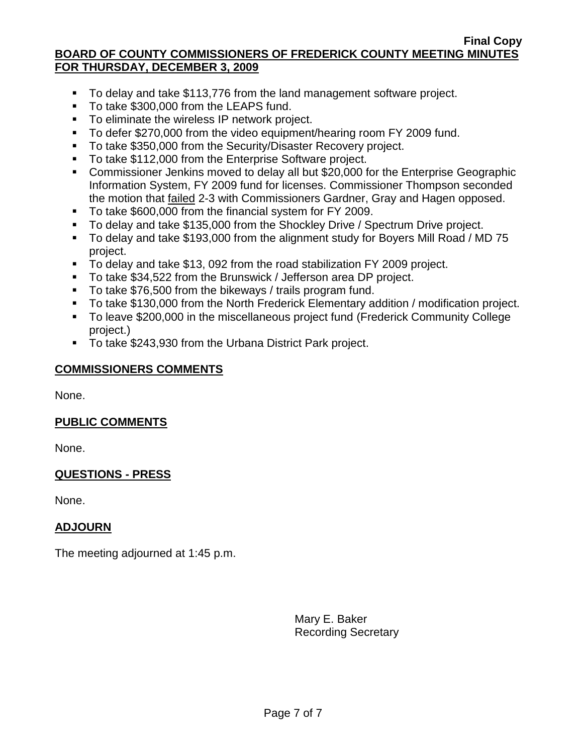- To delay and take $113,776 from the land management software project.
- To take $300,000 from the LEAPS fund.
- To eliminate the wireless IP network project.
- To defer $270,000 from the video equipment/hearing room FY 2009 fund.
- To take $350,000 from the Security/Disaster Recovery project.
- To take $112,000 from the Enterprise Software project.
- Commissioner Jenkins moved to delay all but $20,000 for the Enterprise Geographic Information System, FY 2009 fund for licenses. Commissioner Thompson seconded the motion that failed 2-3 with Commissioners Gardner, Gray and Hagen opposed.
- To take $600,000 from the financial system for FY 2009.
- To delay and take $135,000 from the Shockley Drive / Spectrum Drive project.
- To delay and take $193,000 from the alignment study for Boyers Mill Road / MD 75 project.
- To delay and take $13, 092 from the road stabilization FY 2009 project.
- To take $34,522 from the Brunswick / Jefferson area DP project.
- To take $76,500 from the bikeways / trails program fund.
- To take $130,000 from the North Frederick Elementary addition / modification project.
- To leave $200,000 in the miscellaneous project fund (Frederick Community College project.)
- To take $243,930 from the Urbana District Park project.

## COMMISSIONERS COMMENTS

None.

## PUBLIC COMMENTS

None.

## QUESTIONS - PRESS

None.

## ADJOURN

The meeting adjourned at 1:45 p.m.

Mary E. Baker
Recording Secretary